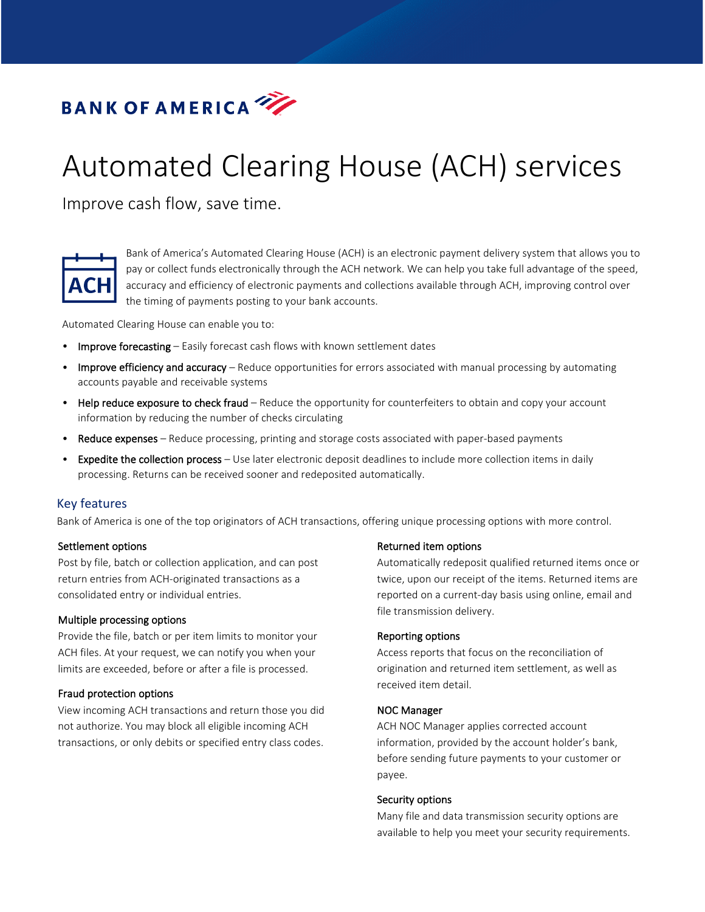BANK OF AMERICA

# Automated Clearing House (ACH) services

## Improve cash flow, save time.

Bank of America's Automated Clearing House (ACH) is an electronic payment delivery system that allows you to pay or collect funds electronically through the ACH network. We can help you take full advantage of the speed, accuracy and efficiency of electronic payments and collections available through ACH, improving control over the timing of payments posting to your bank accounts.

Automated Clearing House can enable you to:

- Improve forecasting – Easily forecast cash flows with known settlement dates
- Improve efficiency and accuracy – Reduce opportunities for errors associated with manual processing by automating accounts payable and receivable systems
- Help reduce exposure to check fraud – Reduce the opportunity for counterfeiters to obtain and copy your account information by reducing the number of checks circulating
- Reduce expenses – Reduce processing, printing and storage costs associated with paper-based payments
- Expedite the collection process – Use later electronic deposit deadlines to include more collection items in daily processing. Returns can be received sooner and redeposited automatically.

## Key features

Bank of America is one of the top originators of ACH transactions, offering unique processing options with more control.

### Settlement options

Post by file, batch or collection application, and can post return entries from ACH-originated transactions as a consolidated entry or individual entries.

### Multiple processing options

Provide the file, batch or per item limits to monitor your ACH files. At your request, we can notify you when your limits are exceeded, before or after a file is processed.

### Fraud protection options

View incoming ACH transactions and return those you did not authorize. You may block all eligible incoming ACH transactions, or only debits or specified entry class codes.

### Returned item options

Automatically redeposit qualified returned items once or twice, upon our receipt of the items. Returned items are reported on a current-day basis using online, email and file transmission delivery.

### Reporting options

Access reports that focus on the reconciliation of origination and returned item settlement, as well as received item detail.

### NOC Manager

ACH NOC Manager applies corrected account information, provided by the account holder's bank, before sending future payments to your customer or payee.

### Security options

Many file and data transmission security options are available to help you meet your security requirements.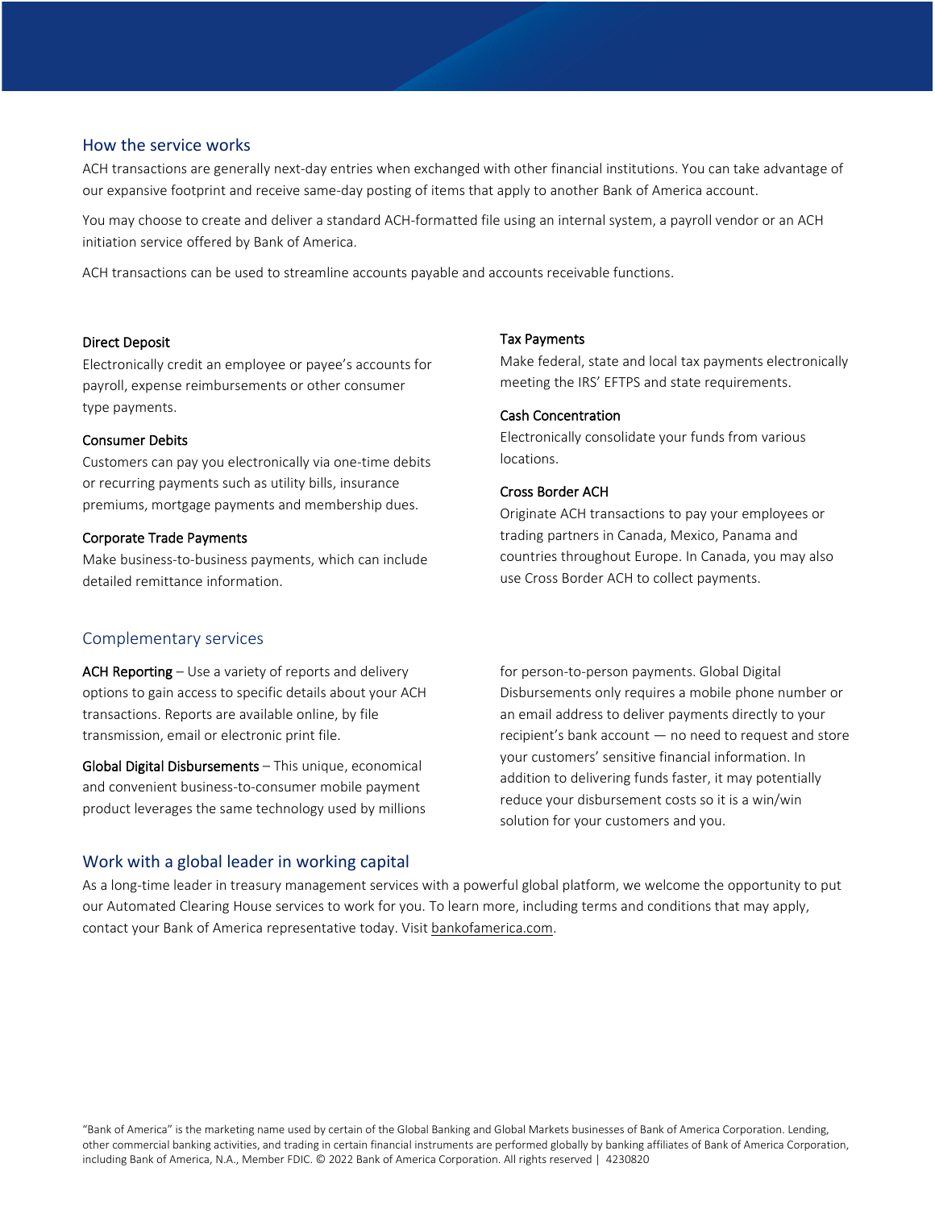## How the service works

ACH transactions are generally next-day entries when exchanged with other financial institutions. You can take advantage of our expansive footprint and receive same-day posting of items that apply to another Bank of America account.

You may choose to create and deliver a standard ACH-formatted file using an internal system, a payroll vendor or an ACH initiation service offered by Bank of America.

ACH transactions can be used to streamline accounts payable and accounts receivable functions.

### Direct Deposit

Electronically credit an employee or payee's accounts for payroll, expense reimbursements or other consumer type payments.

### Consumer Debits

Customers can pay you electronically via one-time debits or recurring payments such as utility bills, insurance premiums, mortgage payments and membership dues.

### Corporate Trade Payments

Make business-to-business payments, which can include detailed remittance information.

### Tax Payments

Make federal, state and local tax payments electronically meeting the IRS' EFTPS and state requirements.

### Cash Concentration

Electronically consolidate your funds from various locations.

### Cross Border ACH

Originate ACH transactions to pay your employees or trading partners in Canada, Mexico, Panama and countries throughout Europe. In Canada, you may also use Cross Border ACH to collect payments.

## Complementary services

**ACH Reporting** – Use a variety of reports and delivery options to gain access to specific details about your ACH transactions. Reports are available online, by file transmission, email or electronic print file.

**Global Digital Disbursements** – This unique, economical and convenient business-to-consumer mobile payment product leverages the same technology used by millions for person-to-person payments. Global Digital Disbursements only requires a mobile phone number or an email address to deliver payments directly to your recipient's bank account — no need to request and store your customers' sensitive financial information. In addition to delivering funds faster, it may potentially reduce your disbursement costs so it is a win/win solution for your customers and you.

## Work with a global leader in working capital

As a long-time leader in treasury management services with a powerful global platform, we welcome the opportunity to put our Automated Clearing House services to work for you. To learn more, including terms and conditions that may apply, contact your Bank of America representative today. Visit bankofamerica.com.

"Bank of America" is the marketing name used by certain of the Global Banking and Global Markets businesses of Bank of America Corporation. Lending, other commercial banking activities, and trading in certain financial instruments are performed globally by banking affiliates of Bank of America Corporation, including Bank of America, N.A., Member FDIC. © 2022 Bank of America Corporation. All rights reserved | 4230820